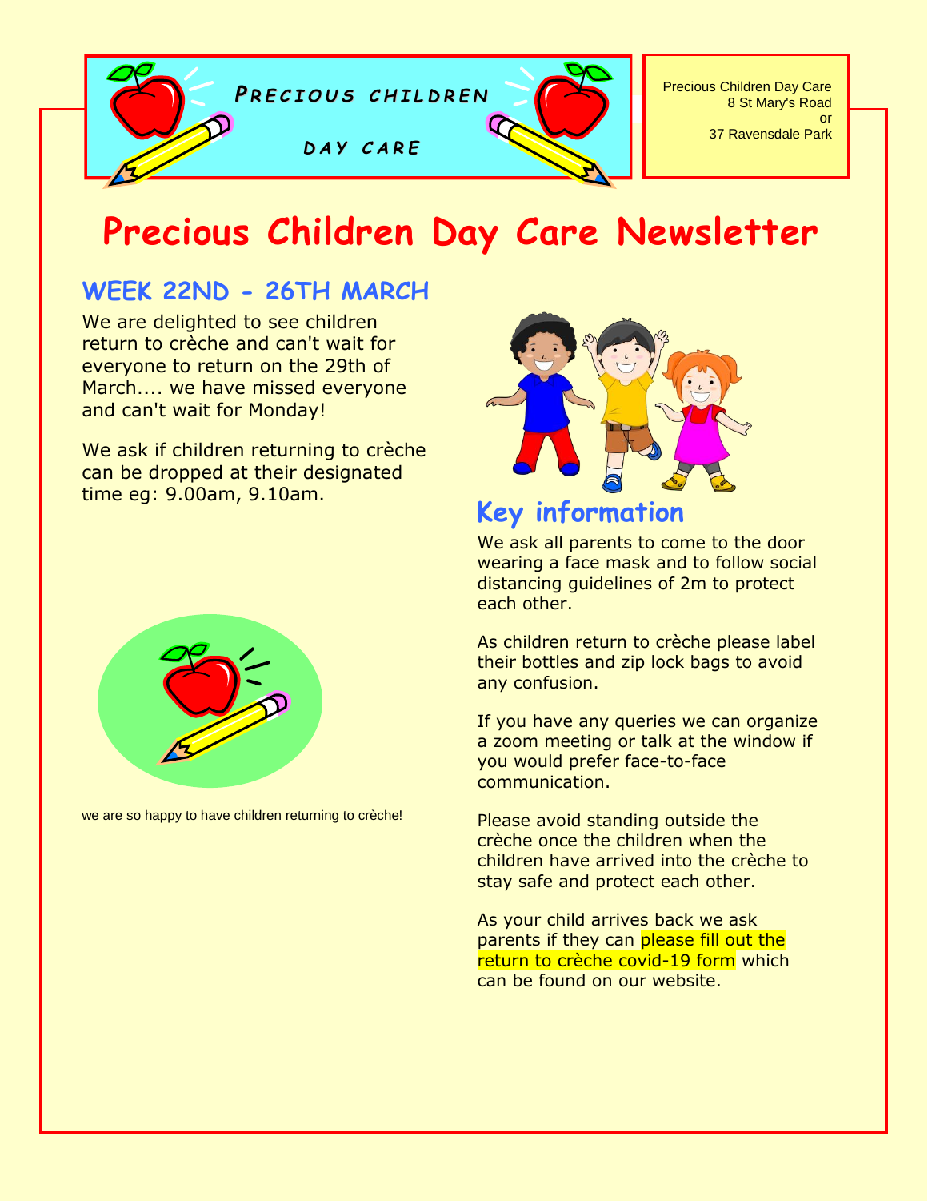PRECIOUS CHILDREN

DAY CARE

Precious Children Day Care
8 St Mary's Road
or
37 Ravensdale Park

# Precious Children Day Care Newsletter

## WEEK 22ND - 26TH MARCH

We are delighted to see children return to crèche and can't wait for everyone to return on the 29th of March.... we have missed everyone and can't wait for Monday!

We ask if children returning to crèche can be dropped at their designated time eg: 9.00am, 9.10am.

we are so happy to have children returning to crèche!

## Key information

We ask all parents to come to the door wearing a face mask and to follow social distancing guidelines of 2m to protect each other.

As children return to crèche please label their bottles and zip lock bags to avoid any confusion.

If you have any queries we can organize a zoom meeting or talk at the window if you would prefer face-to-face communication.

Please avoid standing outside the crèche once the children when the children have arrived into the crèche to stay safe and protect each other.

As your child arrives back we ask parents if they can please fill out the return to crèche covid-19 form which can be found on our website.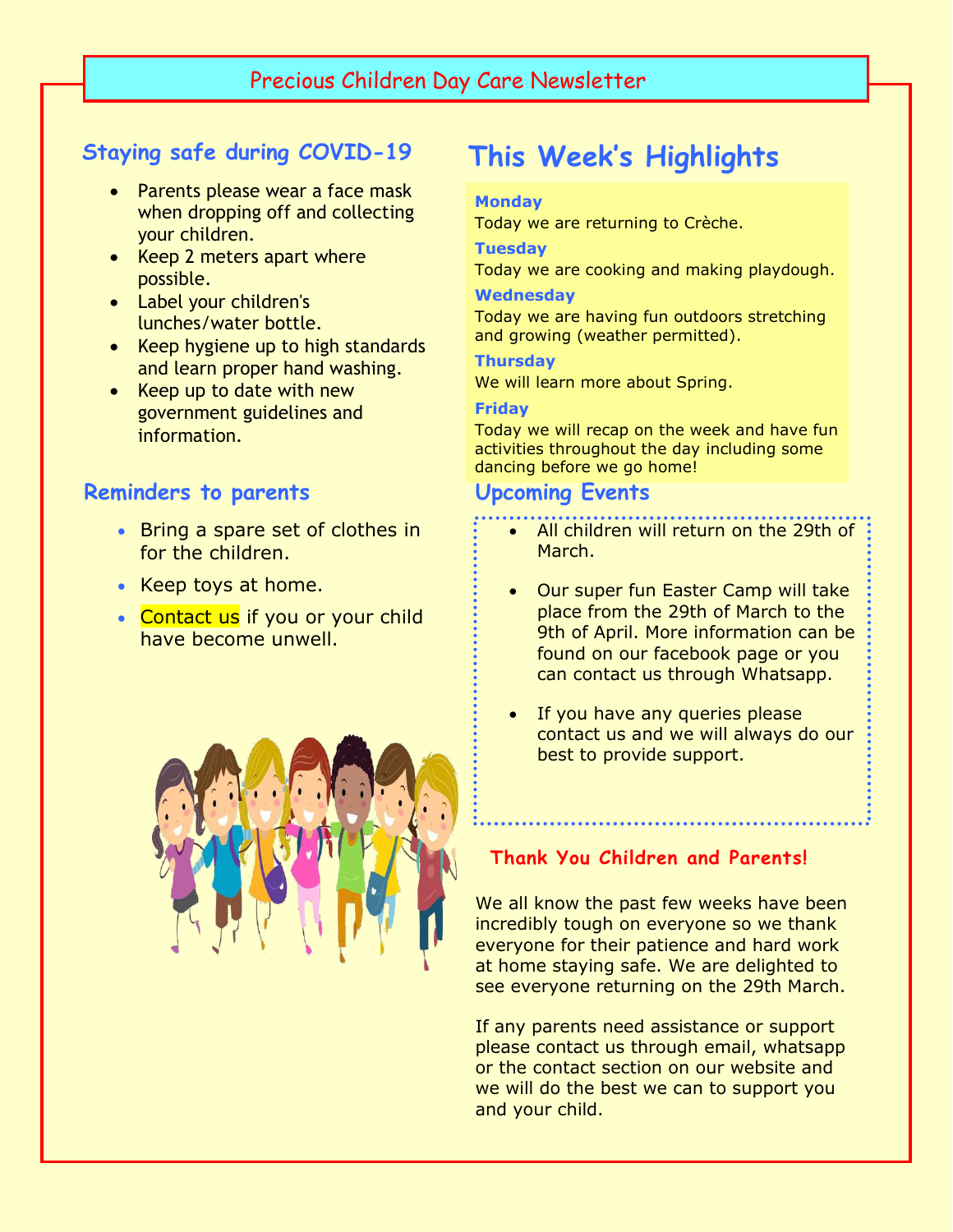# Precious Children Day Care Newsletter

## Staying safe during COVID-19

- Parents please wear a face mask when dropping off and collecting your children.
- Keep 2 meters apart where possible.
- Label your children's lunches/water bottle.
- Keep hygiene up to high standards and learn proper hand washing.
- Keep up to date with new government guidelines and information.

## Reminders to parents

- Bring a spare set of clothes in for the children.
- Keep toys at home.
- Contact us if you or your child have become unwell.

# This Week's Highlights

**Monday**
Today we are returning to Crèche.

**Tuesday**
Today we are cooking and making playdough.

**Wednesday**
Today we are having fun outdoors stretching and growing (weather permitted).

**Thursday**
We will learn more about Spring.

**Friday**
Today we will recap on the week and have fun activities throughout the day including some dancing before we go home!

## Upcoming Events

- All children will return on the 29th of March.
- Our super fun Easter Camp will take place from the 29th of March to the 9th of April. More information can be found on our facebook page or you can contact us through Whatsapp.
- If you have any queries please contact us and we will always do our best to provide support.

### Thank You Children and Parents!

We all know the past few weeks have been incredibly tough on everyone so we thank everyone for their patience and hard work at home staying safe. We are delighted to see everyone returning on the 29th March.

If any parents need assistance or support please contact us through email, whatsapp or the contact section on our website and we will do the best we can to support you and your child.